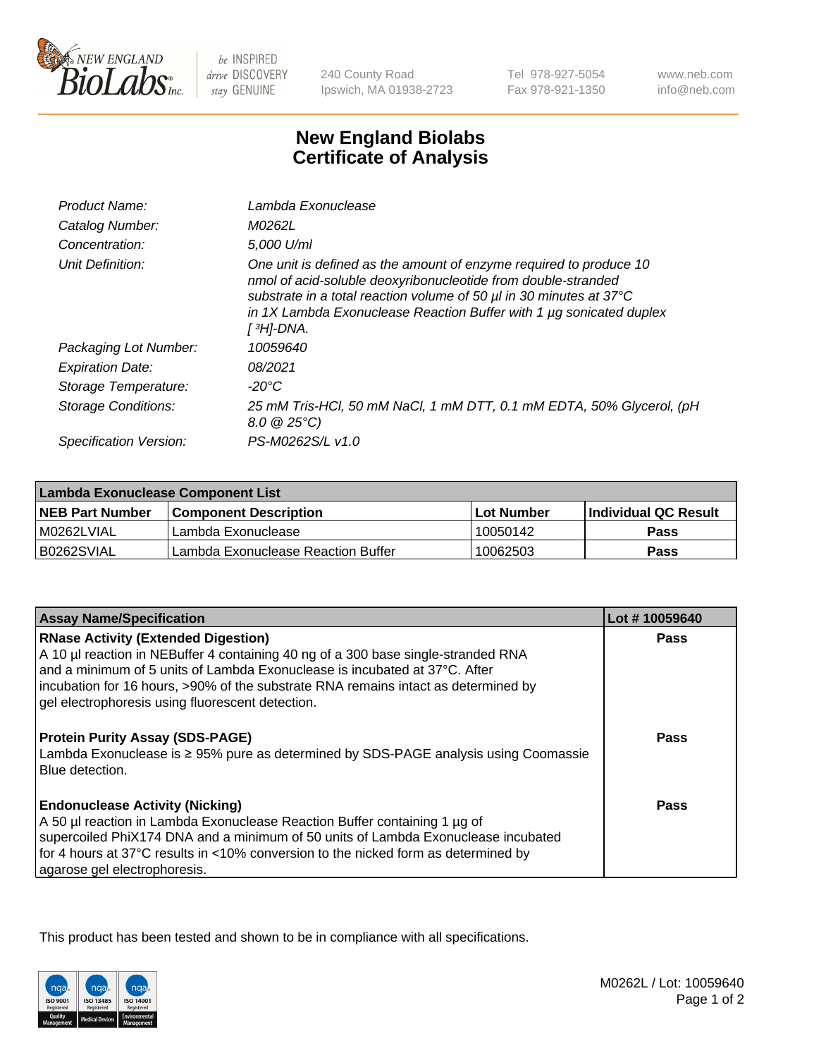# New England Biolabs
# Certificate of Analysis

| | |
|---|---|
| *Product Name:* | *Lambda Exonuclease* |
| *Catalog Number:* | *M0262L* |
| *Concentration:* | *5,000 U/ml* |
| *Unit Definition:* | *One unit is defined as the amount of enzyme required to produce 10 nmol of acid-soluble deoxyribonucleotide from double-stranded substrate in a total reaction volume of 50 µl in 30 minutes at 37°C in 1X Lambda Exonuclease Reaction Buffer with 1 µg sonicated duplex [ $^3$H]-DNA.* |
| *Packaging Lot Number:* | *10059640* |
| *Expiration Date:* | *08/2021* |
| *Storage Temperature:* | *-20°C* |
| *Storage Conditions:* | *25 mM Tris-HCl, 50 mM NaCl, 1 mM DTT, 0.1 mM EDTA, 50% Glycerol, (pH 8.0 @ 25°C)* |
| *Specification Version:* | *PS-M0262S/L v1.0* |

| Lambda Exonuclease Component List | | | |
|---|---|---|---|
| **NEB Part Number** | **Component Description** | **Lot Number** | **Individual QC Result** |
| M0262LVIAL | Lambda Exonuclease | 10050142 | **Pass** |
| B0262SVIAL | Lambda Exonuclease Reaction Buffer | 10062503 | **Pass** |

| Assay Name/Specification | Lot # 10059640 |
|---|---|
| **RNase Activity (Extended Digestion)**<br>A 10 µl reaction in NEBuffer 4 containing 40 ng of a 300 base single-stranded RNA and a minimum of 5 units of Lambda Exonuclease is incubated at 37°C. After incubation for 16 hours, >90% of the substrate RNA remains intact as determined by gel electrophoresis using fluorescent detection. | **Pass** |
| **Protein Purity Assay (SDS-PAGE)**<br>Lambda Exonuclease is ≥ 95% pure as determined by SDS-PAGE analysis using Coomassie Blue detection. | **Pass** |
| **Endonuclease Activity (Nicking)**<br>A 50 µl reaction in Lambda Exonuclease Reaction Buffer containing 1 µg of supercoiled PhiX174 DNA and a minimum of 50 units of Lambda Exonuclease incubated for 4 hours at 37°C results in <10% conversion to the nicked form as determined by agarose gel electrophoresis. | **Pass** |

This product has been tested and shown to be in compliance with all specifications.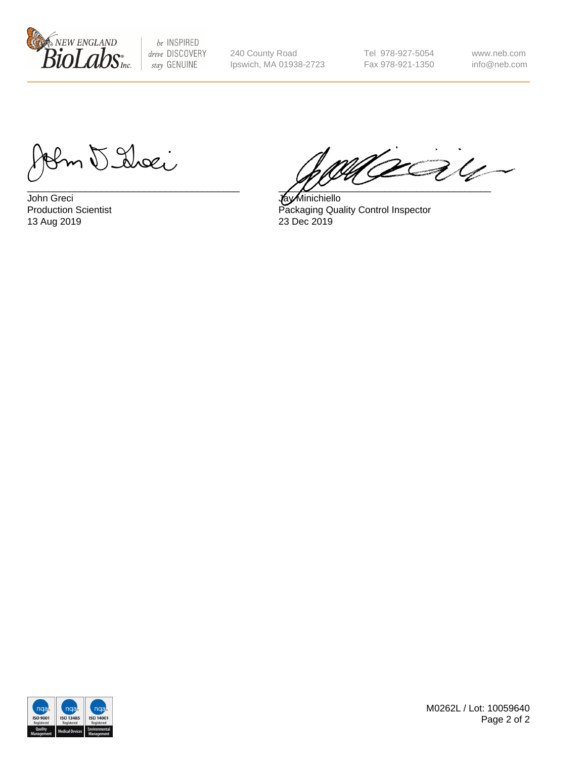John Greci
Production Scientist
13 Aug 2019

Jay Minichiello
Packaging Quality Control Inspector
23 Dec 2019

M0262L / Lot: 10059640